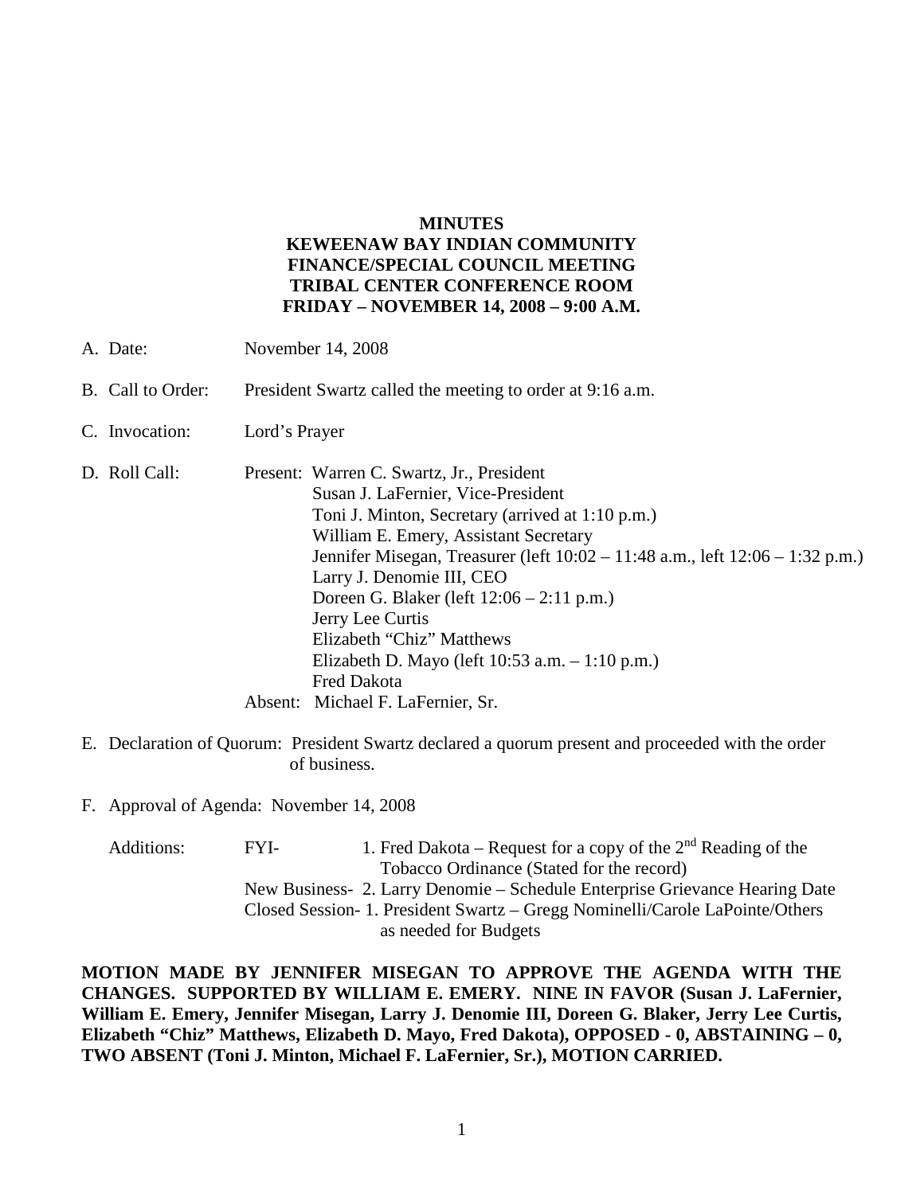**MINUTES**
**KEWEENAW BAY INDIAN COMMUNITY**
**FINANCE/SPECIAL COUNCIL MEETING**
**TRIBAL CENTER CONFERENCE ROOM**
**FRIDAY – NOVEMBER 14, 2008 – 9:00 A.M.**

A. Date: November 14, 2008

B. Call to Order: President Swartz called the meeting to order at 9:16 a.m.

C. Invocation: Lord's Prayer

D. Roll Call: Present: Warren C. Swartz, Jr., President
Susan J. LaFernier, Vice-President
Toni J. Minton, Secretary (arrived at 1:10 p.m.)
William E. Emery, Assistant Secretary
Jennifer Misegan, Treasurer (left 10:02 – 11:48 a.m., left 12:06 – 1:32 p.m.)
Larry J. Denomie III, CEO
Doreen G. Blaker (left 12:06 – 2:11 p.m.)
Jerry Lee Curtis
Elizabeth "Chiz" Matthews
Elizabeth D. Mayo (left 10:53 a.m. – 1:10 p.m.)
Fred Dakota
Absent: Michael F. LaFernier, Sr.

E. Declaration of Quorum: President Swartz declared a quorum present and proceeded with the order of business.

F. Approval of Agenda: November 14, 2008

Additions: FYI- 1. Fred Dakota – Request for a copy of the 2nd Reading of the Tobacco Ordinance (Stated for the record)
New Business- 2. Larry Denomie – Schedule Enterprise Grievance Hearing Date
Closed Session- 1. President Swartz – Gregg Nominelli/Carole LaPointe/Others as needed for Budgets

**MOTION MADE BY JENNIFER MISEGAN TO APPROVE THE AGENDA WITH THE CHANGES. SUPPORTED BY WILLIAM E. EMERY. NINE IN FAVOR (Susan J. LaFernier, William E. Emery, Jennifer Misegan, Larry J. Denomie III, Doreen G. Blaker, Jerry Lee Curtis, Elizabeth "Chiz" Matthews, Elizabeth D. Mayo, Fred Dakota), OPPOSED - 0, ABSTAINING – 0, TWO ABSENT (Toni J. Minton, Michael F. LaFernier, Sr.), MOTION CARRIED.**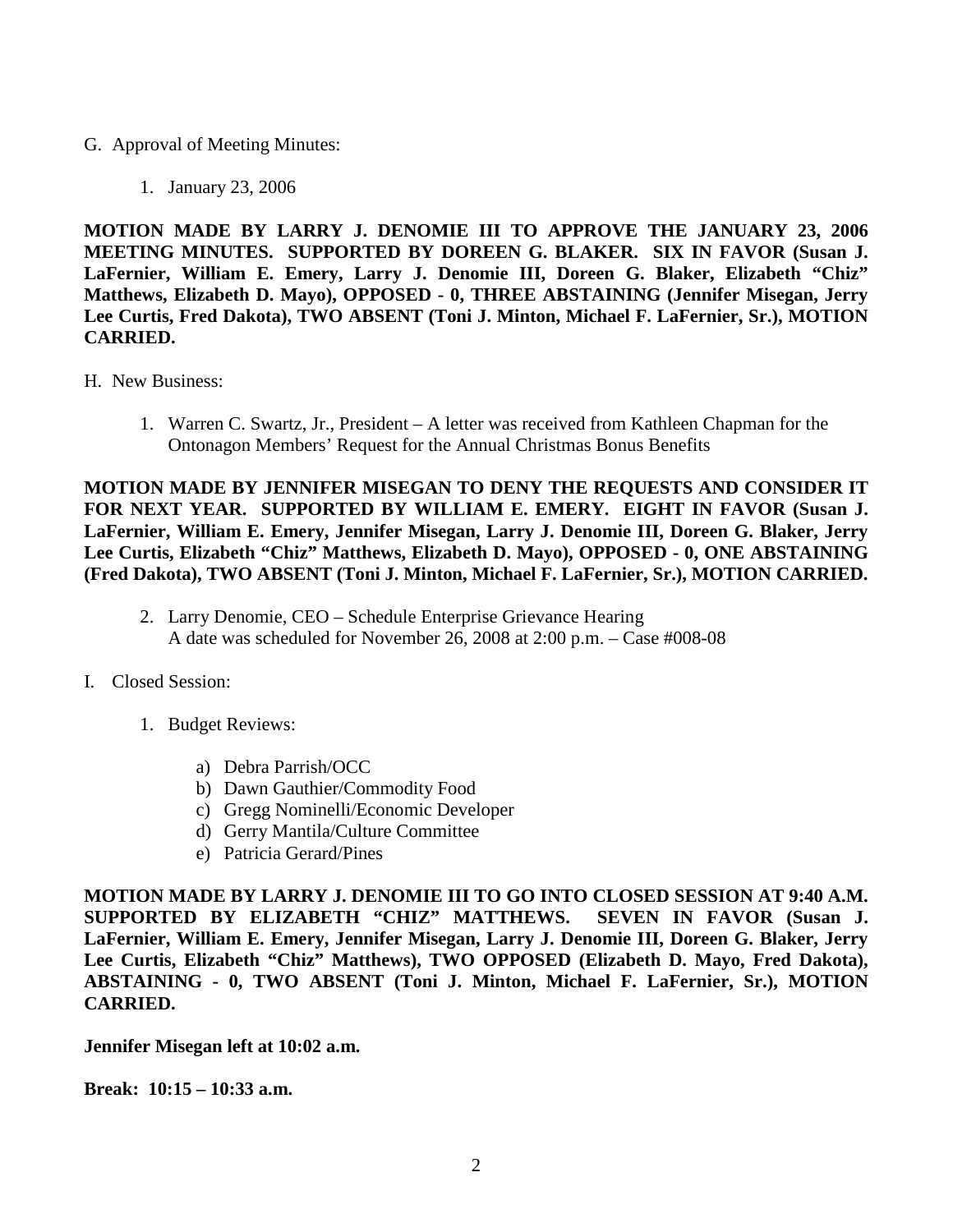G. Approval of Meeting Minutes:

1. January 23, 2006

**MOTION MADE BY LARRY J. DENOMIE III TO APPROVE THE JANUARY 23, 2006 MEETING MINUTES. SUPPORTED BY DOREEN G. BLAKER. SIX IN FAVOR (Susan J. LaFernier, William E. Emery, Larry J. Denomie III, Doreen G. Blaker, Elizabeth "Chiz" Matthews, Elizabeth D. Mayo), OPPOSED - 0, THREE ABSTAINING (Jennifer Misegan, Jerry Lee Curtis, Fred Dakota), TWO ABSENT (Toni J. Minton, Michael F. LaFernier, Sr.), MOTION CARRIED.**

H. New Business:

1. Warren C. Swartz, Jr., President – A letter was received from Kathleen Chapman for the Ontonagon Members' Request for the Annual Christmas Bonus Benefits

**MOTION MADE BY JENNIFER MISEGAN TO DENY THE REQUESTS AND CONSIDER IT FOR NEXT YEAR. SUPPORTED BY WILLIAM E. EMERY. EIGHT IN FAVOR (Susan J. LaFernier, William E. Emery, Jennifer Misegan, Larry J. Denomie III, Doreen G. Blaker, Jerry Lee Curtis, Elizabeth "Chiz" Matthews, Elizabeth D. Mayo), OPPOSED - 0, ONE ABSTAINING (Fred Dakota), TWO ABSENT (Toni J. Minton, Michael F. LaFernier, Sr.), MOTION CARRIED.**

2. Larry Denomie, CEO – Schedule Enterprise Grievance Hearing
   A date was scheduled for November 26, 2008 at 2:00 p.m. – Case #008-08

I. Closed Session:

1. Budget Reviews:

   a) Debra Parrish/OCC
   b) Dawn Gauthier/Commodity Food
   c) Gregg Nominelli/Economic Developer
   d) Gerry Mantila/Culture Committee
   e) Patricia Gerard/Pines

**MOTION MADE BY LARRY J. DENOMIE III TO GO INTO CLOSED SESSION AT 9:40 A.M. SUPPORTED BY ELIZABETH "CHIZ" MATTHEWS. SEVEN IN FAVOR (Susan J. LaFernier, William E. Emery, Jennifer Misegan, Larry J. Denomie III, Doreen G. Blaker, Jerry Lee Curtis, Elizabeth "Chiz" Matthews), TWO OPPOSED (Elizabeth D. Mayo, Fred Dakota), ABSTAINING - 0, TWO ABSENT (Toni J. Minton, Michael F. LaFernier, Sr.), MOTION CARRIED.**

**Jennifer Misegan left at 10:02 a.m.**

**Break: 10:15 – 10:33 a.m.**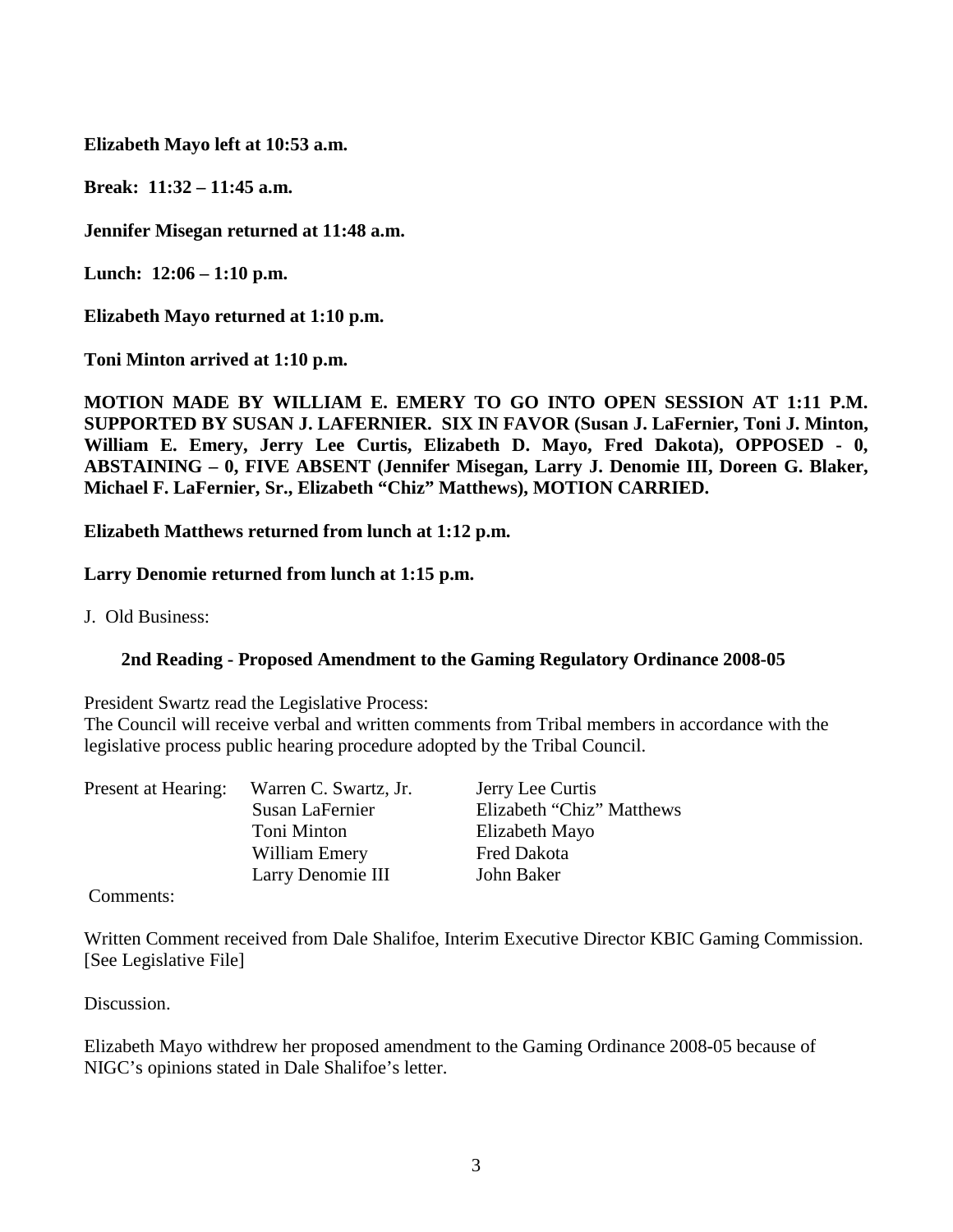**Elizabeth Mayo left at 10:53 a.m.**

**Break: 11:32 – 11:45 a.m.**

**Jennifer Misegan returned at 11:48 a.m.**

**Lunch: 12:06 – 1:10 p.m.**

**Elizabeth Mayo returned at 1:10 p.m.**

**Toni Minton arrived at 1:10 p.m.**

**MOTION MADE BY WILLIAM E. EMERY TO GO INTO OPEN SESSION AT 1:11 P.M. SUPPORTED BY SUSAN J. LAFERNIER. SIX IN FAVOR (Susan J. LaFernier, Toni J. Minton, William E. Emery, Jerry Lee Curtis, Elizabeth D. Mayo, Fred Dakota), OPPOSED - 0, ABSTAINING – 0, FIVE ABSENT (Jennifer Misegan, Larry J. Denomie III, Doreen G. Blaker, Michael F. LaFernier, Sr., Elizabeth "Chiz" Matthews), MOTION CARRIED.**

**Elizabeth Matthews returned from lunch at 1:12 p.m.**

**Larry Denomie returned from lunch at 1:15 p.m.**

J. Old Business:

**2nd Reading - Proposed Amendment to the Gaming Regulatory Ordinance 2008-05**

President Swartz read the Legislative Process:
The Council will receive verbal and written comments from Tribal members in accordance with the legislative process public hearing procedure adopted by the Tribal Council.

| Present at Hearing: | | |
|---|---|---|
| | Warren C. Swartz, Jr. | Jerry Lee Curtis |
| | Susan LaFernier | Elizabeth "Chiz" Matthews |
| | Toni Minton | Elizabeth Mayo |
| | William Emery | Fred Dakota |
| | Larry Denomie III | John Baker |

Comments:

Written Comment received from Dale Shalifoe, Interim Executive Director KBIC Gaming Commission. [See Legislative File]

Discussion.

Elizabeth Mayo withdrew her proposed amendment to the Gaming Ordinance 2008-05 because of NIGC's opinions stated in Dale Shalifoe's letter.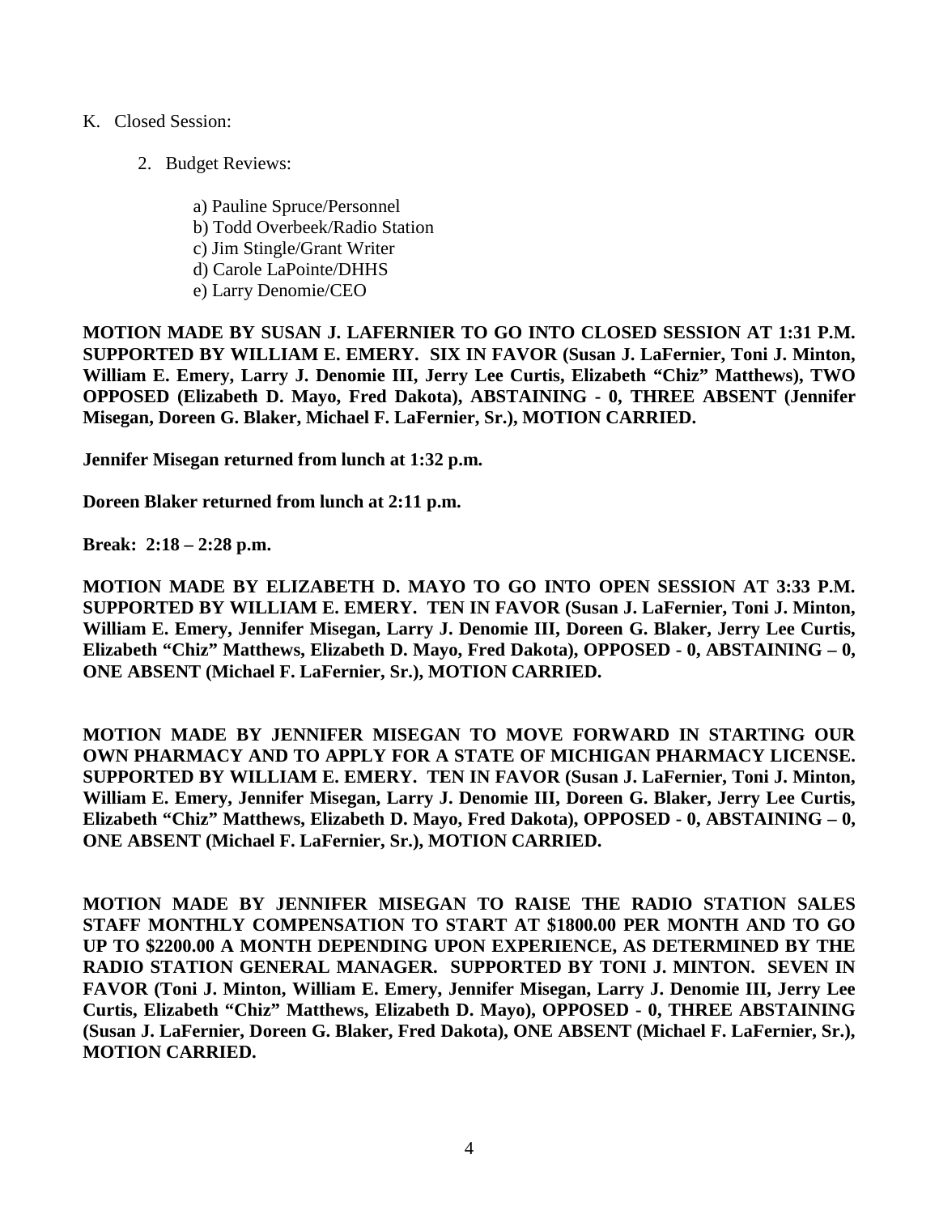K. Closed Session:

2. Budget Reviews:

a) Pauline Spruce/Personnel
b) Todd Overbeek/Radio Station
c) Jim Stingle/Grant Writer
d) Carole LaPointe/DHHS
e) Larry Denomie/CEO

**MOTION MADE BY SUSAN J. LAFERNIER TO GO INTO CLOSED SESSION AT 1:31 P.M. SUPPORTED BY WILLIAM E. EMERY. SIX IN FAVOR (Susan J. LaFernier, Toni J. Minton, William E. Emery, Larry J. Denomie III, Jerry Lee Curtis, Elizabeth "Chiz" Matthews), TWO OPPOSED (Elizabeth D. Mayo, Fred Dakota), ABSTAINING - 0, THREE ABSENT (Jennifer Misegan, Doreen G. Blaker, Michael F. LaFernier, Sr.), MOTION CARRIED.**

**Jennifer Misegan returned from lunch at 1:32 p.m.**

**Doreen Blaker returned from lunch at 2:11 p.m.**

**Break: 2:18 – 2:28 p.m.**

**MOTION MADE BY ELIZABETH D. MAYO TO GO INTO OPEN SESSION AT 3:33 P.M. SUPPORTED BY WILLIAM E. EMERY. TEN IN FAVOR (Susan J. LaFernier, Toni J. Minton, William E. Emery, Jennifer Misegan, Larry J. Denomie III, Doreen G. Blaker, Jerry Lee Curtis, Elizabeth "Chiz" Matthews, Elizabeth D. Mayo, Fred Dakota), OPPOSED - 0, ABSTAINING – 0, ONE ABSENT (Michael F. LaFernier, Sr.), MOTION CARRIED.**

**MOTION MADE BY JENNIFER MISEGAN TO MOVE FORWARD IN STARTING OUR OWN PHARMACY AND TO APPLY FOR A STATE OF MICHIGAN PHARMACY LICENSE. SUPPORTED BY WILLIAM E. EMERY. TEN IN FAVOR (Susan J. LaFernier, Toni J. Minton, William E. Emery, Jennifer Misegan, Larry J. Denomie III, Doreen G. Blaker, Jerry Lee Curtis, Elizabeth "Chiz" Matthews, Elizabeth D. Mayo, Fred Dakota), OPPOSED - 0, ABSTAINING – 0, ONE ABSENT (Michael F. LaFernier, Sr.), MOTION CARRIED.**

**MOTION MADE BY JENNIFER MISEGAN TO RAISE THE RADIO STATION SALES STAFF MONTHLY COMPENSATION TO START AT $1800.00 PER MONTH AND TO GO UP TO $2200.00 A MONTH DEPENDING UPON EXPERIENCE, AS DETERMINED BY THE RADIO STATION GENERAL MANAGER. SUPPORTED BY TONI J. MINTON. SEVEN IN FAVOR (Toni J. Minton, William E. Emery, Jennifer Misegan, Larry J. Denomie III, Jerry Lee Curtis, Elizabeth "Chiz" Matthews, Elizabeth D. Mayo), OPPOSED - 0, THREE ABSTAINING (Susan J. LaFernier, Doreen G. Blaker, Fred Dakota), ONE ABSENT (Michael F. LaFernier, Sr.), MOTION CARRIED.**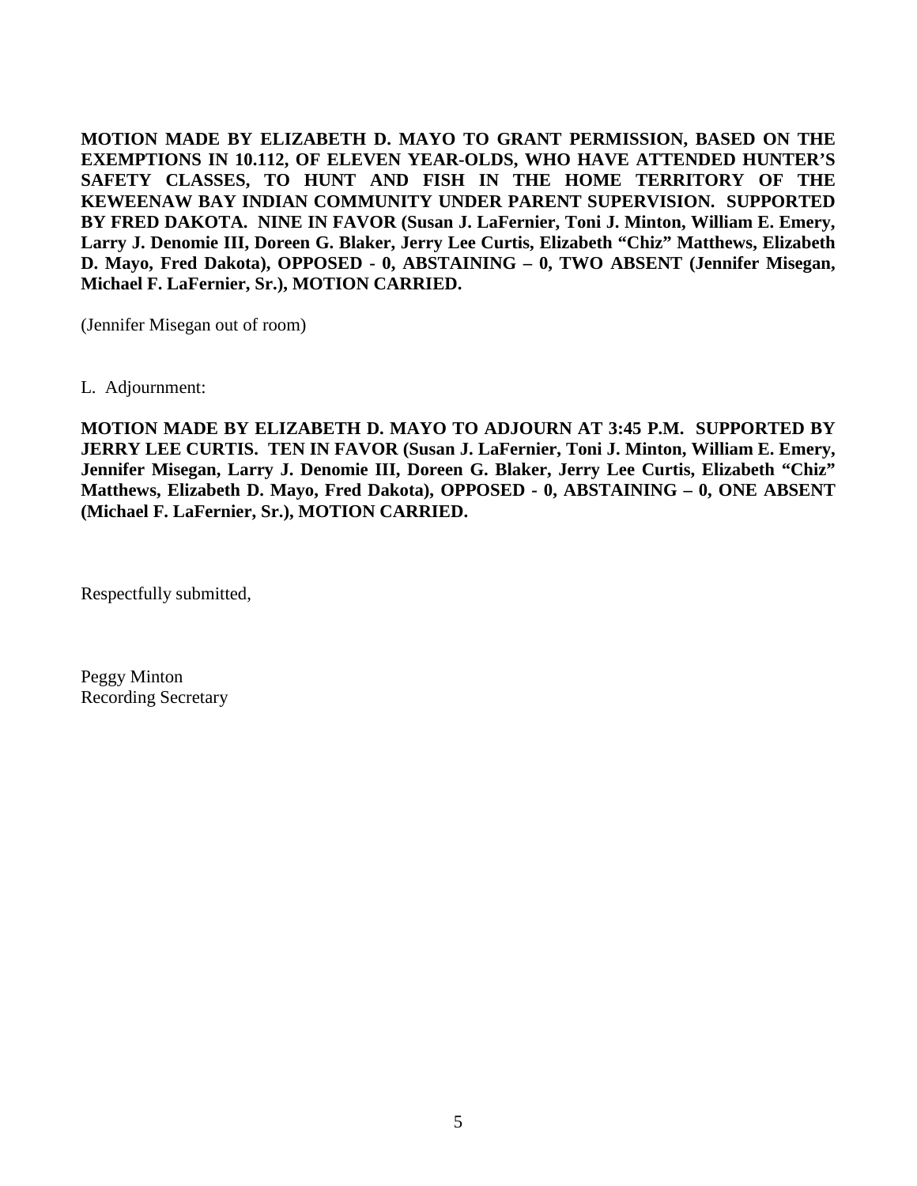**MOTION MADE BY ELIZABETH D. MAYO TO GRANT PERMISSION, BASED ON THE EXEMPTIONS IN 10.112, OF ELEVEN YEAR-OLDS, WHO HAVE ATTENDED HUNTER'S SAFETY CLASSES, TO HUNT AND FISH IN THE HOME TERRITORY OF THE KEWEENAW BAY INDIAN COMMUNITY UNDER PARENT SUPERVISION. SUPPORTED BY FRED DAKOTA. NINE IN FAVOR (Susan J. LaFernier, Toni J. Minton, William E. Emery, Larry J. Denomie III, Doreen G. Blaker, Jerry Lee Curtis, Elizabeth "Chiz" Matthews, Elizabeth D. Mayo, Fred Dakota), OPPOSED - 0, ABSTAINING – 0, TWO ABSENT (Jennifer Misegan, Michael F. LaFernier, Sr.), MOTION CARRIED.**

(Jennifer Misegan out of room)

L. Adjournment:

**MOTION MADE BY ELIZABETH D. MAYO TO ADJOURN AT 3:45 P.M. SUPPORTED BY JERRY LEE CURTIS. TEN IN FAVOR (Susan J. LaFernier, Toni J. Minton, William E. Emery, Jennifer Misegan, Larry J. Denomie III, Doreen G. Blaker, Jerry Lee Curtis, Elizabeth "Chiz" Matthews, Elizabeth D. Mayo, Fred Dakota), OPPOSED - 0, ABSTAINING – 0, ONE ABSENT (Michael F. LaFernier, Sr.), MOTION CARRIED.**

Respectfully submitted,

Peggy Minton
Recording Secretary